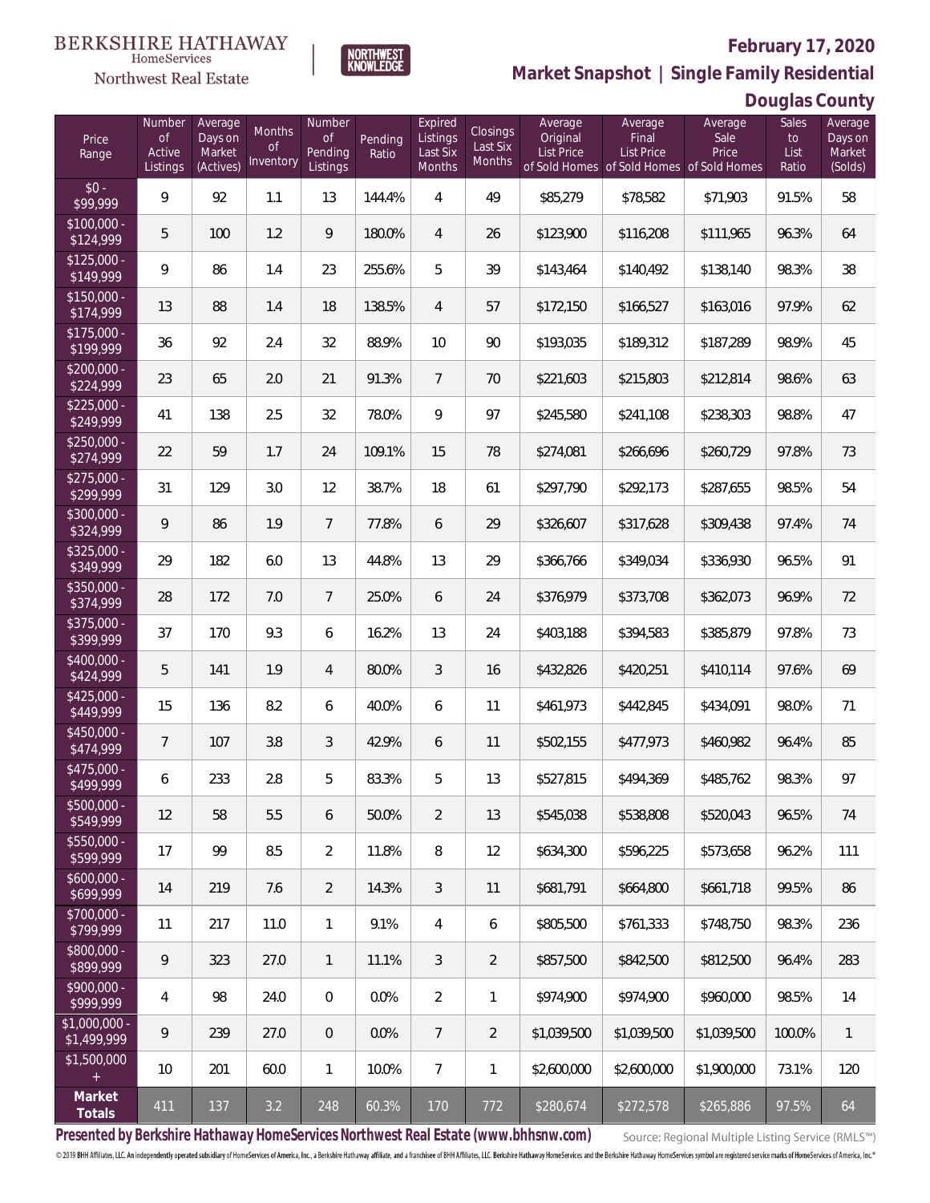BERKSHIRE HATHAWAY HomeServices

Northwest Real Estate

NORTHWEST KNOWLEDGE

**February 17, 2020**

## Market Snapshot | Single Family Residential

### Douglas County

| Price Range | Number of Active Listings | Average Days on Market (Actives) | Months of Inventory | Number of Pending Listings | Pending Ratio | Expired Listings Last Six Months | Closings Last Six Months | Average Original List Price of Sold Homes | Average Final List Price of Sold Homes | Average Sale Price of Sold Homes | Sales to List Ratio | Average Days on Market (Solds) |
|---|---|---|---|---|---|---|---|---|---|---|---|---|
| $0 - $99,999 | 9 | 92 | 1.1 | 13 | 144.4% | 4 | 49 | $85,279 | $78,582 | $71,903 | 91.5% | 58 |
| $100,000 - $124,999 | 5 | 100 | 1.2 | 9 | 180.0% | 4 | 26 | $123,900 | $116,208 | $111,965 | 96.3% | 64 |
| $125,000 - $149,999 | 9 | 86 | 1.4 | 23 | 255.6% | 5 | 39 | $143,464 | $140,492 | $138,140 | 98.3% | 38 |
| $150,000 - $174,999 | 13 | 88 | 1.4 | 18 | 138.5% | 4 | 57 | $172,150 | $166,527 | $163,016 | 97.9% | 62 |
| $175,000 - $199,999 | 36 | 92 | 2.4 | 32 | 88.9% | 10 | 90 | $193,035 | $189,312 | $187,289 | 98.9% | 45 |
| $200,000 - $224,999 | 23 | 65 | 2.0 | 21 | 91.3% | 7 | 70 | $221,603 | $215,803 | $212,814 | 98.6% | 63 |
| $225,000 - $249,999 | 41 | 138 | 2.5 | 32 | 78.0% | 9 | 97 | $245,580 | $241,108 | $238,303 | 98.8% | 47 |
| $250,000 - $274,999 | 22 | 59 | 1.7 | 24 | 109.1% | 15 | 78 | $274,081 | $266,696 | $260,729 | 97.8% | 73 |
| $275,000 - $299,999 | 31 | 129 | 3.0 | 12 | 38.7% | 18 | 61 | $297,790 | $292,173 | $287,655 | 98.5% | 54 |
| $300,000 - $324,999 | 9 | 86 | 1.9 | 7 | 77.8% | 6 | 29 | $326,607 | $317,628 | $309,438 | 97.4% | 74 |
| $325,000 - $349,999 | 29 | 182 | 6.0 | 13 | 44.8% | 13 | 29 | $366,766 | $349,034 | $336,930 | 96.5% | 91 |
| $350,000 - $374,999 | 28 | 172 | 7.0 | 7 | 25.0% | 6 | 24 | $376,979 | $373,708 | $362,073 | 96.9% | 72 |
| $375,000 - $399,999 | 37 | 170 | 9.3 | 6 | 16.2% | 13 | 24 | $403,188 | $394,583 | $385,879 | 97.8% | 73 |
| $400,000 - $424,999 | 5 | 141 | 1.9 | 4 | 80.0% | 3 | 16 | $432,826 | $420,251 | $410,114 | 97.6% | 69 |
| $425,000 - $449,999 | 15 | 136 | 8.2 | 6 | 40.0% | 6 | 11 | $461,973 | $442,845 | $434,091 | 98.0% | 71 |
| $450,000 - $474,999 | 7 | 107 | 3.8 | 3 | 42.9% | 6 | 11 | $502,155 | $477,973 | $460,982 | 96.4% | 85 |
| $475,000 - $499,999 | 6 | 233 | 2.8 | 5 | 83.3% | 5 | 13 | $527,815 | $494,369 | $485,762 | 98.3% | 97 |
| $500,000 - $549,999 | 12 | 58 | 5.5 | 6 | 50.0% | 2 | 13 | $545,038 | $538,808 | $520,043 | 96.5% | 74 |
| $550,000 - $599,999 | 17 | 99 | 8.5 | 2 | 11.8% | 8 | 12 | $634,300 | $596,225 | $573,658 | 96.2% | 111 |
| $600,000 - $699,999 | 14 | 219 | 7.6 | 2 | 14.3% | 3 | 11 | $681,791 | $664,800 | $661,718 | 99.5% | 86 |
| $700,000 - $799,999 | 11 | 217 | 11.0 | 1 | 9.1% | 4 | 6 | $805,500 | $761,333 | $748,750 | 98.3% | 236 |
| $800,000 - $899,999 | 9 | 323 | 27.0 | 1 | 11.1% | 3 | 2 | $857,500 | $842,500 | $812,500 | 96.4% | 283 |
| $900,000 - $999,999 | 4 | 98 | 24.0 | 0 | 0.0% | 2 | 1 | $974,900 | $974,900 | $960,000 | 98.5% | 14 |
| $1,000,000 - $1,499,999 | 9 | 239 | 27.0 | 0 | 0.0% | 7 | 2 | $1,039,500 | $1,039,500 | $1,039,500 | 100.0% | 1 |
| $1,500,000 + | 10 | 201 | 60.0 | 1 | 10.0% | 7 | 1 | $2,600,000 | $2,600,000 | $1,900,000 | 73.1% | 120 |
| **Market Totals** | 411 | 137 | 3.2 | 248 | 60.3% | 170 | 772 | $280,674 | $272,578 | $265,886 | 97.5% | 64 |

**Presented by Berkshire Hathaway HomeServices Northwest Real Estate (www.bhhsnw.com)**

Source: Regional Multiple Listing Service (RMLS™)

© 2019 BHH Affiliates, LLC. An independently operated subsidiary of HomeServices of America, Inc., a Berkshire Hathaway affiliate, and a franchisee of BHH Affiliates, LLC. Berkshire Hathaway HomeServices and the Berkshire Hathaway HomeServices symbol are registered service marks of HomeServices of America, Inc.®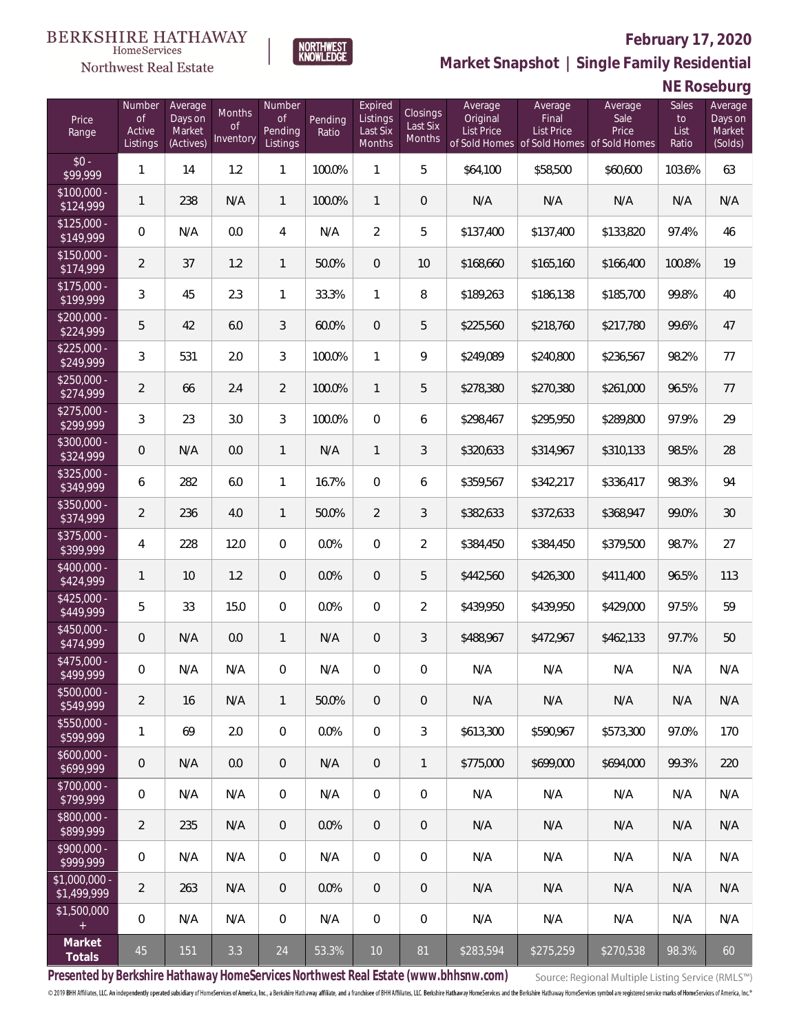BERKSHIRE HATHAWAY HomeServices Northwest Real Estate

NORTHWEST KNOWLEDGE

## February 17, 2020

## Market Snapshot | Single Family Residential

## NE Roseburg

| Price Range | Number of Active Listings | Average Days on Market (Actives) | Months of Inventory | Number of Pending Listings | Pending Ratio | Expired Listings Last Six Months | Closings Last Six Months | Average Original List Price of Sold Homes | Average Final List Price of Sold Homes | Average Sale Price of Sold Homes | Sales to List Ratio | Average Days on Market (Solds) |
|---|---|---|---|---|---|---|---|---|---|---|---|---|
| $0 - $99,999 | 1 | 14 | 1.2 | 1 | 100.0% | 1 | 5 | $64,100 | $58,500 | $60,600 | 103.6% | 63 |
| $100,000 - $124,999 | 1 | 238 | N/A | 1 | 100.0% | 1 | 0 | N/A | N/A | N/A | N/A | N/A |
| $125,000 - $149,999 | 0 | N/A | 0.0 | 4 | N/A | 2 | 5 | $137,400 | $137,400 | $133,820 | 97.4% | 46 |
| $150,000 - $174,999 | 2 | 37 | 1.2 | 1 | 50.0% | 0 | 10 | $168,660 | $165,160 | $166,400 | 100.8% | 19 |
| $175,000 - $199,999 | 3 | 45 | 2.3 | 1 | 33.3% | 1 | 8 | $189,263 | $186,138 | $185,700 | 99.8% | 40 |
| $200,000 - $224,999 | 5 | 42 | 6.0 | 3 | 60.0% | 0 | 5 | $225,560 | $218,760 | $217,780 | 99.6% | 47 |
| $225,000 - $249,999 | 3 | 531 | 2.0 | 3 | 100.0% | 1 | 9 | $249,089 | $240,800 | $236,567 | 98.2% | 77 |
| $250,000 - $274,999 | 2 | 66 | 2.4 | 2 | 100.0% | 1 | 5 | $278,380 | $270,380 | $261,000 | 96.5% | 77 |
| $275,000 - $299,999 | 3 | 23 | 3.0 | 3 | 100.0% | 0 | 6 | $298,467 | $295,950 | $289,800 | 97.9% | 29 |
| $300,000 - $324,999 | 0 | N/A | 0.0 | 1 | N/A | 1 | 3 | $320,633 | $314,967 | $310,133 | 98.5% | 28 |
| $325,000 - $349,999 | 6 | 282 | 6.0 | 1 | 16.7% | 0 | 6 | $359,567 | $342,217 | $336,417 | 98.3% | 94 |
| $350,000 - $374,999 | 2 | 236 | 4.0 | 1 | 50.0% | 2 | 3 | $382,633 | $372,633 | $368,947 | 99.0% | 30 |
| $375,000 - $399,999 | 4 | 228 | 12.0 | 0 | 0.0% | 0 | 2 | $384,450 | $384,450 | $379,500 | 98.7% | 27 |
| $400,000 - $424,999 | 1 | 10 | 1.2 | 0 | 0.0% | 0 | 5 | $442,560 | $426,300 | $411,400 | 96.5% | 113 |
| $425,000 - $449,999 | 5 | 33 | 15.0 | 0 | 0.0% | 0 | 2 | $439,950 | $439,950 | $429,000 | 97.5% | 59 |
| $450,000 - $474,999 | 0 | N/A | 0.0 | 1 | N/A | 0 | 3 | $488,967 | $472,967 | $462,133 | 97.7% | 50 |
| $475,000 - $499,999 | 0 | N/A | N/A | 0 | N/A | 0 | 0 | N/A | N/A | N/A | N/A | N/A |
| $500,000 - $549,999 | 2 | 16 | N/A | 1 | 50.0% | 0 | 0 | N/A | N/A | N/A | N/A | N/A |
| $550,000 - $599,999 | 1 | 69 | 2.0 | 0 | 0.0% | 0 | 3 | $613,300 | $590,967 | $573,300 | 97.0% | 170 |
| $600,000 - $699,999 | 0 | N/A | 0.0 | 0 | N/A | 0 | 1 | $775,000 | $699,000 | $694,000 | 99.3% | 220 |
| $700,000 - $799,999 | 0 | N/A | N/A | 0 | N/A | 0 | 0 | N/A | N/A | N/A | N/A | N/A |
| $800,000 - $899,999 | 2 | 235 | N/A | 0 | 0.0% | 0 | 0 | N/A | N/A | N/A | N/A | N/A |
| $900,000 - $999,999 | 0 | N/A | N/A | 0 | N/A | 0 | 0 | N/A | N/A | N/A | N/A | N/A |
| $1,000,000 - $1,499,999 | 2 | 263 | N/A | 0 | 0.0% | 0 | 0 | N/A | N/A | N/A | N/A | N/A |
| $1,500,000 + | 0 | N/A | N/A | 0 | N/A | 0 | 0 | N/A | N/A | N/A | N/A | N/A |
| **Market Totals** | 45 | 151 | 3.3 | 24 | 53.3% | 10 | 81 | $283,594 | $275,259 | $270,538 | 98.3% | 60 |

**Presented by Berkshire Hathaway HomeServices Northwest Real Estate (www.bhhsnw.com)**

Source: Regional Multiple Listing Service (RMLS™)

© 2019 BHH Affiliates, LLC. An independently operated subsidiary of HomeServices of America, Inc., a Berkshire Hathaway affiliate, and a franchisee of BHH Affiliates, LLC. Berkshire Hathaway HomeServices and the Berkshire Hathaway HomeServices symbol are registered service marks of HomeServices of America, Inc.®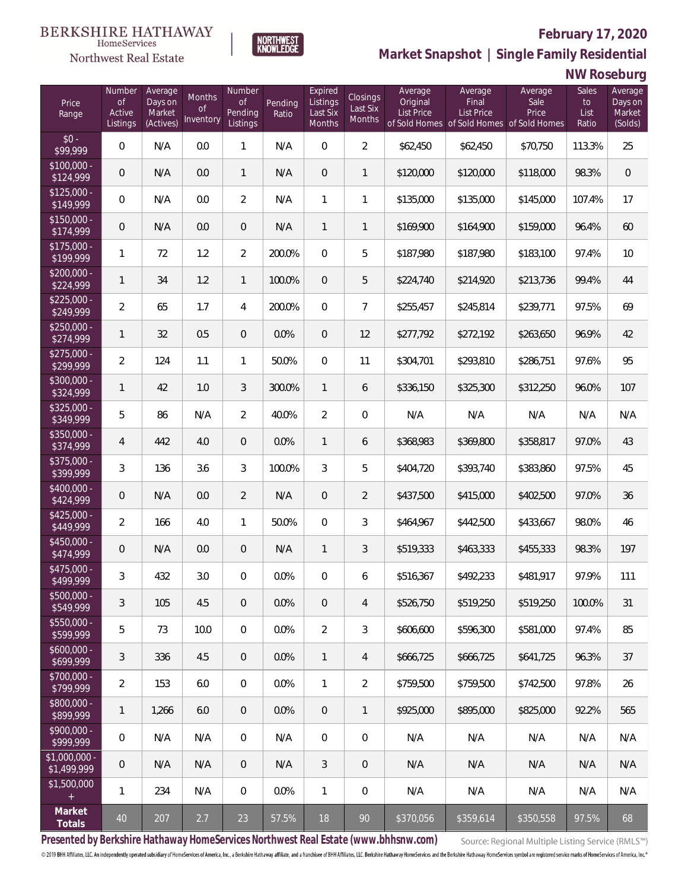BERKSHIRE HATHAWAY HomeServices Northwest Real Estate

# February 17, 2020

## Market Snapshot | Single Family Residential

### NW Roseburg

| Price Range | Number of Active Listings | Average Days on Market (Actives) | Months of Inventory | Number of Pending Listings | Pending Ratio | Expired Listings Last Six Months | Closings Last Six Months | Average Original List Price of Sold Homes | Average Final List Price of Sold Homes | Average Sale Price of Sold Homes | Sales to List Ratio | Average Days on Market (Solds) |
|---|---|---|---|---|---|---|---|---|---|---|---|---|
| $0 - $99,999 | 0 | N/A | 0.0 | 1 | N/A | 0 | 2 | $62,450 | $62,450 | $70,750 | 113.3% | 25 |
| $100,000 - $124,999 | 0 | N/A | 0.0 | 1 | N/A | 0 | 1 | $120,000 | $120,000 | $118,000 | 98.3% | 0 |
| $125,000 - $149,999 | 0 | N/A | 0.0 | 2 | N/A | 1 | 1 | $135,000 | $135,000 | $145,000 | 107.4% | 17 |
| $150,000 - $174,999 | 0 | N/A | 0.0 | 0 | N/A | 1 | 1 | $169,900 | $164,900 | $159,000 | 96.4% | 60 |
| $175,000 - $199,999 | 1 | 72 | 1.2 | 2 | 200.0% | 0 | 5 | $187,980 | $187,980 | $183,100 | 97.4% | 10 |
| $200,000 - $224,999 | 1 | 34 | 1.2 | 1 | 100.0% | 0 | 5 | $224,740 | $214,920 | $213,736 | 99.4% | 44 |
| $225,000 - $249,999 | 2 | 65 | 1.7 | 4 | 200.0% | 0 | 7 | $255,457 | $245,814 | $239,771 | 97.5% | 69 |
| $250,000 - $274,999 | 1 | 32 | 0.5 | 0 | 0.0% | 0 | 12 | $277,792 | $272,192 | $263,650 | 96.9% | 42 |
| $275,000 - $299,999 | 2 | 124 | 1.1 | 1 | 50.0% | 0 | 11 | $304,701 | $293,810 | $286,751 | 97.6% | 95 |
| $300,000 - $324,999 | 1 | 42 | 1.0 | 3 | 300.0% | 1 | 6 | $336,150 | $325,300 | $312,250 | 96.0% | 107 |
| $325,000 - $349,999 | 5 | 86 | N/A | 2 | 40.0% | 2 | 0 | N/A | N/A | N/A | N/A | N/A |
| $350,000 - $374,999 | 4 | 442 | 4.0 | 0 | 0.0% | 1 | 6 | $368,983 | $369,800 | $358,817 | 97.0% | 43 |
| $375,000 - $399,999 | 3 | 136 | 3.6 | 3 | 100.0% | 3 | 5 | $404,720 | $393,740 | $383,860 | 97.5% | 45 |
| $400,000 - $424,999 | 0 | N/A | 0.0 | 2 | N/A | 0 | 2 | $437,500 | $415,000 | $402,500 | 97.0% | 36 |
| $425,000 - $449,999 | 2 | 166 | 4.0 | 1 | 50.0% | 0 | 3 | $464,967 | $442,500 | $433,667 | 98.0% | 46 |
| $450,000 - $474,999 | 0 | N/A | 0.0 | 0 | N/A | 1 | 3 | $519,333 | $463,333 | $455,333 | 98.3% | 197 |
| $475,000 - $499,999 | 3 | 432 | 3.0 | 0 | 0.0% | 0 | 6 | $516,367 | $492,233 | $481,917 | 97.9% | 111 |
| $500,000 - $549,999 | 3 | 105 | 4.5 | 0 | 0.0% | 0 | 4 | $526,750 | $519,250 | $519,250 | 100.0% | 31 |
| $550,000 - $599,999 | 5 | 73 | 10.0 | 0 | 0.0% | 2 | 3 | $606,600 | $596,300 | $581,000 | 97.4% | 85 |
| $600,000 - $699,999 | 3 | 336 | 4.5 | 0 | 0.0% | 1 | 4 | $666,725 | $666,725 | $641,725 | 96.3% | 37 |
| $700,000 - $799,999 | 2 | 153 | 6.0 | 0 | 0.0% | 1 | 2 | $759,500 | $759,500 | $742,500 | 97.8% | 26 |
| $800,000 - $899,999 | 1 | 1,266 | 6.0 | 0 | 0.0% | 0 | 1 | $925,000 | $895,000 | $825,000 | 92.2% | 565 |
| $900,000 - $999,999 | 0 | N/A | N/A | 0 | N/A | 0 | 0 | N/A | N/A | N/A | N/A | N/A |
| $1,000,000 - $1,499,999 | 0 | N/A | N/A | 0 | N/A | 3 | 0 | N/A | N/A | N/A | N/A | N/A |
| $1,500,000 + | 1 | 234 | N/A | 0 | 0.0% | 1 | 0 | N/A | N/A | N/A | N/A | N/A |
| **Market Totals** | 40 | 207 | 2.7 | 23 | 57.5% | 18 | 90 | $370,056 | $359,614 | $350,558 | 97.5% | 68 |

**Presented by Berkshire Hathaway HomeServices Northwest Real Estate (www.bhhsnw.com)**

Source: Regional Multiple Listing Service (RMLS™)

© 2019 BHH Affiliates, LLC. An independently operated subsidiary of HomeServices of America, Inc., a Berkshire Hathaway affiliate, and a franchisee of BHH Affiliates, LLC. Berkshire Hathaway HomeServices and the Berkshire Hathaway HomeServices symbol are registered service marks of HomeServices of America, Inc.®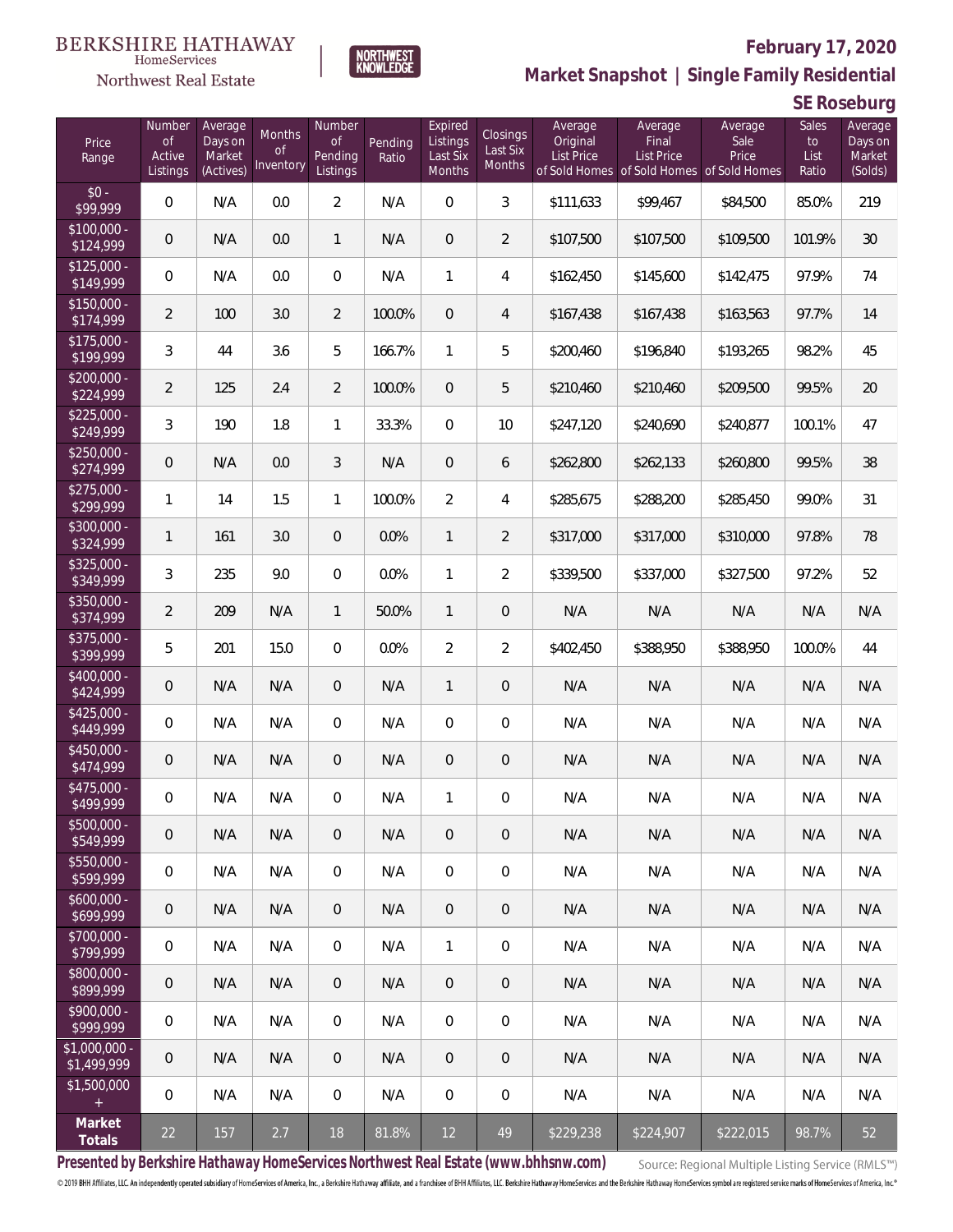BERKSHIRE HATHAWAY HomeServices Northwest Real Estate | NORTHWEST KNOWLEDGE

## February 17, 2020

## Market Snapshot | Single Family Residential

## SE Roseburg

| Price Range | Number of Active Listings | Average Days on Market (Actives) | Months of Inventory | Number of Pending Listings | Pending Ratio | Expired Listings Last Six Months | Closings Last Six Months | Average Original List Price of Sold Homes | Average Final List Price of Sold Homes | Average Sale Price of Sold Homes | Sales to List Ratio | Average Days on Market (Solds) |
|---|---|---|---|---|---|---|---|---|---|---|---|---|
| $0 - $99,999 | 0 | N/A | 0.0 | 2 | N/A | 0 | 3 | $111,633 | $99,467 | $84,500 | 85.0% | 219 |
| $100,000 - $124,999 | 0 | N/A | 0.0 | 1 | N/A | 0 | 2 | $107,500 | $107,500 | $109,500 | 101.9% | 30 |
| $125,000 - $149,999 | 0 | N/A | 0.0 | 0 | N/A | 1 | 4 | $162,450 | $145,600 | $142,475 | 97.9% | 74 |
| $150,000 - $174,999 | 2 | 100 | 3.0 | 2 | 100.0% | 0 | 4 | $167,438 | $167,438 | $163,563 | 97.7% | 14 |
| $175,000 - $199,999 | 3 | 44 | 3.6 | 5 | 166.7% | 1 | 5 | $200,460 | $196,840 | $193,265 | 98.2% | 45 |
| $200,000 - $224,999 | 2 | 125 | 2.4 | 2 | 100.0% | 0 | 5 | $210,460 | $210,460 | $209,500 | 99.5% | 20 |
| $225,000 - $249,999 | 3 | 190 | 1.8 | 1 | 33.3% | 0 | 10 | $247,120 | $240,690 | $240,877 | 100.1% | 47 |
| $250,000 - $274,999 | 0 | N/A | 0.0 | 3 | N/A | 0 | 6 | $262,800 | $262,133 | $260,800 | 99.5% | 38 |
| $275,000 - $299,999 | 1 | 14 | 1.5 | 1 | 100.0% | 2 | 4 | $285,675 | $288,200 | $285,450 | 99.0% | 31 |
| $300,000 - $324,999 | 1 | 161 | 3.0 | 0 | 0.0% | 1 | 2 | $317,000 | $317,000 | $310,000 | 97.8% | 78 |
| $325,000 - $349,999 | 3 | 235 | 9.0 | 0 | 0.0% | 1 | 2 | $339,500 | $337,000 | $327,500 | 97.2% | 52 |
| $350,000 - $374,999 | 2 | 209 | N/A | 1 | 50.0% | 1 | 0 | N/A | N/A | N/A | N/A | N/A |
| $375,000 - $399,999 | 5 | 201 | 15.0 | 0 | 0.0% | 2 | 2 | $402,450 | $388,950 | $388,950 | 100.0% | 44 |
| $400,000 - $424,999 | 0 | N/A | N/A | 0 | N/A | 1 | 0 | N/A | N/A | N/A | N/A | N/A |
| $425,000 - $449,999 | 0 | N/A | N/A | 0 | N/A | 0 | 0 | N/A | N/A | N/A | N/A | N/A |
| $450,000 - $474,999 | 0 | N/A | N/A | 0 | N/A | 0 | 0 | N/A | N/A | N/A | N/A | N/A |
| $475,000 - $499,999 | 0 | N/A | N/A | 0 | N/A | 1 | 0 | N/A | N/A | N/A | N/A | N/A |
| $500,000 - $549,999 | 0 | N/A | N/A | 0 | N/A | 0 | 0 | N/A | N/A | N/A | N/A | N/A |
| $550,000 - $599,999 | 0 | N/A | N/A | 0 | N/A | 0 | 0 | N/A | N/A | N/A | N/A | N/A |
| $600,000 - $699,999 | 0 | N/A | N/A | 0 | N/A | 0 | 0 | N/A | N/A | N/A | N/A | N/A |
| $700,000 - $799,999 | 0 | N/A | N/A | 0 | N/A | 1 | 0 | N/A | N/A | N/A | N/A | N/A |
| $800,000 - $899,999 | 0 | N/A | N/A | 0 | N/A | 0 | 0 | N/A | N/A | N/A | N/A | N/A |
| $900,000 - $999,999 | 0 | N/A | N/A | 0 | N/A | 0 | 0 | N/A | N/A | N/A | N/A | N/A |
| $1,000,000 - $1,499,999 | 0 | N/A | N/A | 0 | N/A | 0 | 0 | N/A | N/A | N/A | N/A | N/A |
| $1,500,000 + | 0 | N/A | N/A | 0 | N/A | 0 | 0 | N/A | N/A | N/A | N/A | N/A |
| **Market Totals** | 22 | 157 | 2.7 | 18 | 81.8% | 12 | 49 | $229,238 | $224,907 | $222,015 | 98.7% | 52 |

**Presented by Berkshire Hathaway HomeServices Northwest Real Estate (www.bhhsnw.com)**

Source: Regional Multiple Listing Service (RMLS™)

© 2019 BHH Affiliates, LLC. An independently operated subsidiary of HomeServices of America, Inc., a Berkshire Hathaway affiliate, and a franchisee of BHH Affiliates, LLC. Berkshire Hathaway HomeServices and the Berkshire Hathaway HomeServices symbol are registered service marks of HomeServices of America, Inc.®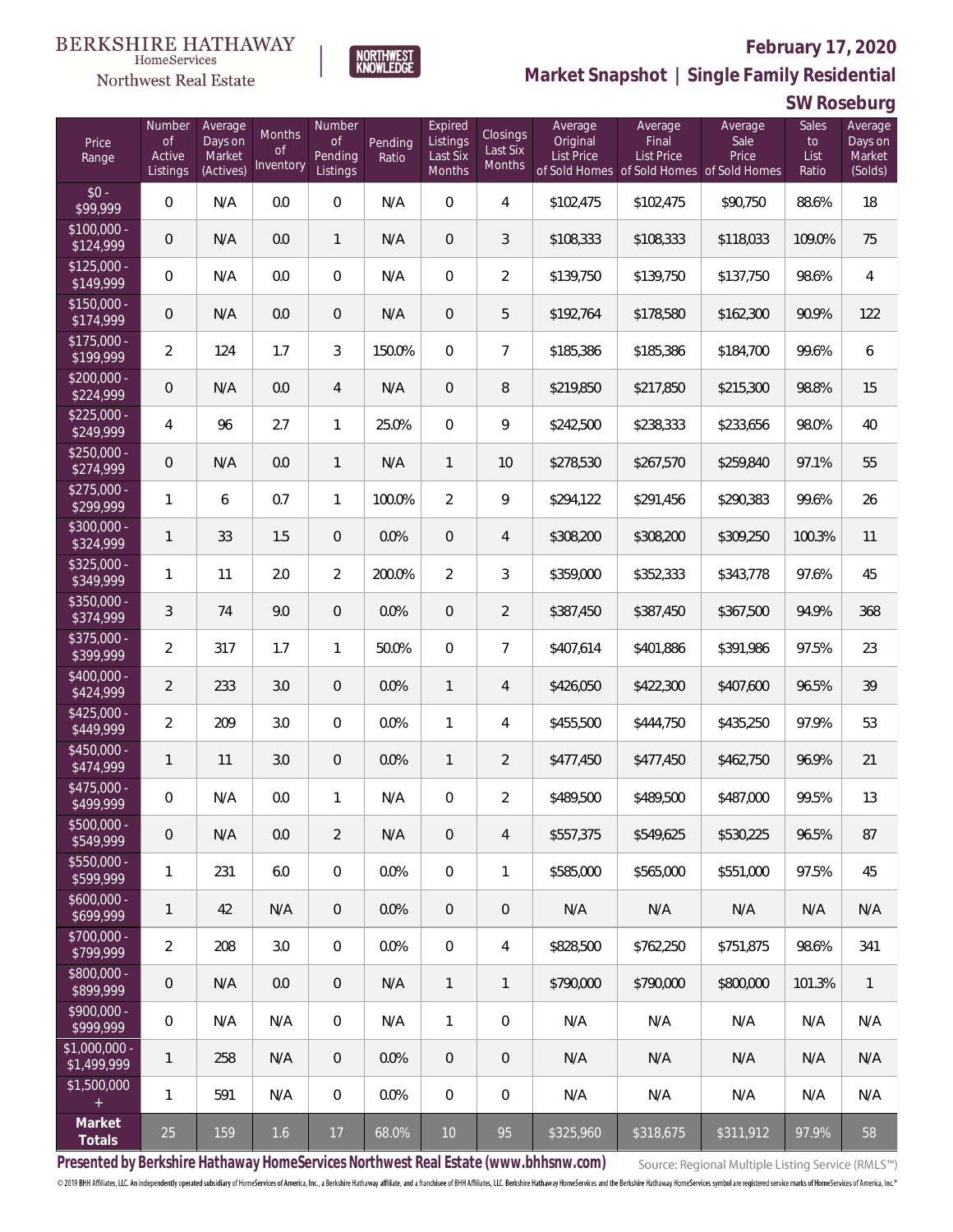BERKSHIRE HATHAWAY HomeServices Northwest Real Estate

NORTHWEST KNOWLEDGE

# February 17, 2020

## Market Snapshot | Single Family Residential

## SW Roseburg

| Price Range | Number of Active Listings | Average Days on Market (Actives) | Months of Inventory | Number of Pending Listings | Pending Ratio | Expired Listings Last Six Months | Closings Last Six Months | Average Original List Price of Sold Homes | Average Final List Price of Sold Homes | Average Sale Price of Sold Homes | Sales to List Ratio | Average Days on Market (Solds) |
|---|---|---|---|---|---|---|---|---|---|---|---|---|
| $0 - $99,999 | 0 | N/A | 0.0 | 0 | N/A | 0 | 4 | $102,475 | $102,475 | $90,750 | 88.6% | 18 |
| $100,000 - $124,999 | 0 | N/A | 0.0 | 1 | N/A | 0 | 3 | $108,333 | $108,333 | $118,033 | 109.0% | 75 |
| $125,000 - $149,999 | 0 | N/A | 0.0 | 0 | N/A | 0 | 2 | $139,750 | $139,750 | $137,750 | 98.6% | 4 |
| $150,000 - $174,999 | 0 | N/A | 0.0 | 0 | N/A | 0 | 5 | $192,764 | $178,580 | $162,300 | 90.9% | 122 |
| $175,000 - $199,999 | 2 | 124 | 1.7 | 3 | 150.0% | 0 | 7 | $185,386 | $185,386 | $184,700 | 99.6% | 6 |
| $200,000 - $224,999 | 0 | N/A | 0.0 | 4 | N/A | 0 | 8 | $219,850 | $217,850 | $215,300 | 98.8% | 15 |
| $225,000 - $249,999 | 4 | 96 | 2.7 | 1 | 25.0% | 0 | 9 | $242,500 | $238,333 | $233,656 | 98.0% | 40 |
| $250,000 - $274,999 | 0 | N/A | 0.0 | 1 | N/A | 1 | 10 | $278,530 | $267,570 | $259,840 | 97.1% | 55 |
| $275,000 - $299,999 | 1 | 6 | 0.7 | 1 | 100.0% | 2 | 9 | $294,122 | $291,456 | $290,383 | 99.6% | 26 |
| $300,000 - $324,999 | 1 | 33 | 1.5 | 0 | 0.0% | 0 | 4 | $308,200 | $308,200 | $309,250 | 100.3% | 11 |
| $325,000 - $349,999 | 1 | 11 | 2.0 | 2 | 200.0% | 2 | 3 | $359,000 | $352,333 | $343,778 | 97.6% | 45 |
| $350,000 - $374,999 | 3 | 74 | 9.0 | 0 | 0.0% | 0 | 2 | $387,450 | $387,450 | $367,500 | 94.9% | 368 |
| $375,000 - $399,999 | 2 | 317 | 1.7 | 1 | 50.0% | 0 | 7 | $407,614 | $401,886 | $391,986 | 97.5% | 23 |
| $400,000 - $424,999 | 2 | 233 | 3.0 | 0 | 0.0% | 1 | 4 | $426,050 | $422,300 | $407,600 | 96.5% | 39 |
| $425,000 - $449,999 | 2 | 209 | 3.0 | 0 | 0.0% | 1 | 4 | $455,500 | $444,750 | $435,250 | 97.9% | 53 |
| $450,000 - $474,999 | 1 | 11 | 3.0 | 0 | 0.0% | 1 | 2 | $477,450 | $477,450 | $462,750 | 96.9% | 21 |
| $475,000 - $499,999 | 0 | N/A | 0.0 | 1 | N/A | 0 | 2 | $489,500 | $489,500 | $487,000 | 99.5% | 13 |
| $500,000 - $549,999 | 0 | N/A | 0.0 | 2 | N/A | 0 | 4 | $557,375 | $549,625 | $530,225 | 96.5% | 87 |
| $550,000 - $599,999 | 1 | 231 | 6.0 | 0 | 0.0% | 0 | 1 | $585,000 | $565,000 | $551,000 | 97.5% | 45 |
| $600,000 - $699,999 | 1 | 42 | N/A | 0 | 0.0% | 0 | 0 | N/A | N/A | N/A | N/A | N/A |
| $700,000 - $799,999 | 2 | 208 | 3.0 | 0 | 0.0% | 0 | 4 | $828,500 | $762,250 | $751,875 | 98.6% | 341 |
| $800,000 - $899,999 | 0 | N/A | 0.0 | 0 | N/A | 1 | 1 | $790,000 | $790,000 | $800,000 | 101.3% | 1 |
| $900,000 - $999,999 | 0 | N/A | N/A | 0 | N/A | 1 | 0 | N/A | N/A | N/A | N/A | N/A |
| $1,000,000 - $1,499,999 | 1 | 258 | N/A | 0 | 0.0% | 0 | 0 | N/A | N/A | N/A | N/A | N/A |
| $1,500,000 + | 1 | 591 | N/A | 0 | 0.0% | 0 | 0 | N/A | N/A | N/A | N/A | N/A |
| **Market Totals** | 25 | 159 | 1.6 | 17 | 68.0% | 10 | 95 | $325,960 | $318,675 | $311,912 | 97.9% | 58 |

**Presented by Berkshire Hathaway HomeServices Northwest Real Estate (www.bhhsnw.com)**

Source: Regional Multiple Listing Service (RMLS™)

© 2019 BHH Affiliates, LLC. An independently operated subsidiary of HomeServices of America, Inc., a Berkshire Hathaway affiliate, and a franchisee of BHH Affiliates, LLC. Berkshire Hathaway HomeServices and the Berkshire Hathaway HomeServices symbol are registered service marks of HomeServices of America, Inc.®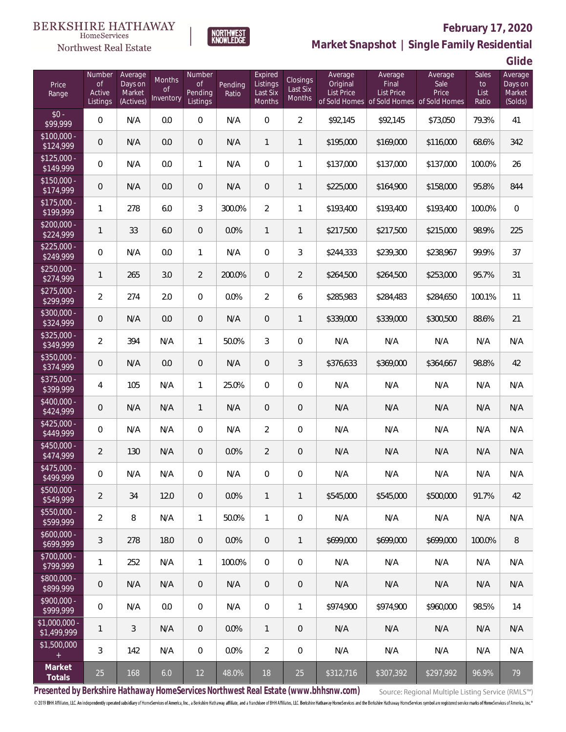BERKSHIRE HATHAWAY HomeServices Northwest Real Estate | NORTHWEST KNOWLEDGE

# February 17, 2020

## Market Snapshot | Single Family Residential

### Glide

| Price Range | Number of Active Listings | Average Days on Market (Actives) | Months of Inventory | Number of Pending Listings | Pending Ratio | Expired Listings Last Six Months | Closings Last Six Months | Average Original List Price of Sold Homes | Average Final List Price of Sold Homes | Average Sale Price of Sold Homes | Sales to List Ratio | Average Days on Market (Solds) |
|---|---|---|---|---|---|---|---|---|---|---|---|---|
| $0 - $99,999 | 0 | N/A | 0.0 | 0 | N/A | 0 | 2 | $92,145 | $92,145 | $73,050 | 79.3% | 41 |
| $100,000 - $124,999 | 0 | N/A | 0.0 | 0 | N/A | 1 | 1 | $195,000 | $169,000 | $116,000 | 68.6% | 342 |
| $125,000 - $149,999 | 0 | N/A | 0.0 | 1 | N/A | 0 | 1 | $137,000 | $137,000 | $137,000 | 100.0% | 26 |
| $150,000 - $174,999 | 0 | N/A | 0.0 | 0 | N/A | 0 | 1 | $225,000 | $164,900 | $158,000 | 95.8% | 844 |
| $175,000 - $199,999 | 1 | 278 | 6.0 | 3 | 300.0% | 2 | 1 | $193,400 | $193,400 | $193,400 | 100.0% | 0 |
| $200,000 - $224,999 | 1 | 33 | 6.0 | 0 | 0.0% | 1 | 1 | $217,500 | $217,500 | $215,000 | 98.9% | 225 |
| $225,000 - $249,999 | 0 | N/A | 0.0 | 1 | N/A | 0 | 3 | $244,333 | $239,300 | $238,967 | 99.9% | 37 |
| $250,000 - $274,999 | 1 | 265 | 3.0 | 2 | 200.0% | 0 | 2 | $264,500 | $264,500 | $253,000 | 95.7% | 31 |
| $275,000 - $299,999 | 2 | 274 | 2.0 | 0 | 0.0% | 2 | 6 | $285,983 | $284,483 | $284,650 | 100.1% | 11 |
| $300,000 - $324,999 | 0 | N/A | 0.0 | 0 | N/A | 0 | 1 | $339,000 | $339,000 | $300,500 | 88.6% | 21 |
| $325,000 - $349,999 | 2 | 394 | N/A | 1 | 50.0% | 3 | 0 | N/A | N/A | N/A | N/A | N/A |
| $350,000 - $374,999 | 0 | N/A | 0.0 | 0 | N/A | 0 | 3 | $376,633 | $369,000 | $364,667 | 98.8% | 42 |
| $375,000 - $399,999 | 4 | 105 | N/A | 1 | 25.0% | 0 | 0 | N/A | N/A | N/A | N/A | N/A |
| $400,000 - $424,999 | 0 | N/A | N/A | 1 | N/A | 0 | 0 | N/A | N/A | N/A | N/A | N/A |
| $425,000 - $449,999 | 0 | N/A | N/A | 0 | N/A | 2 | 0 | N/A | N/A | N/A | N/A | N/A |
| $450,000 - $474,999 | 2 | 130 | N/A | 0 | 0.0% | 2 | 0 | N/A | N/A | N/A | N/A | N/A |
| $475,000 - $499,999 | 0 | N/A | N/A | 0 | N/A | 0 | 0 | N/A | N/A | N/A | N/A | N/A |
| $500,000 - $549,999 | 2 | 34 | 12.0 | 0 | 0.0% | 1 | 1 | $545,000 | $545,000 | $500,000 | 91.7% | 42 |
| $550,000 - $599,999 | 2 | 8 | N/A | 1 | 50.0% | 1 | 0 | N/A | N/A | N/A | N/A | N/A |
| $600,000 - $699,999 | 3 | 278 | 18.0 | 0 | 0.0% | 0 | 1 | $699,000 | $699,000 | $699,000 | 100.0% | 8 |
| $700,000 - $799,999 | 1 | 252 | N/A | 1 | 100.0% | 0 | 0 | N/A | N/A | N/A | N/A | N/A |
| $800,000 - $899,999 | 0 | N/A | N/A | 0 | N/A | 0 | 0 | N/A | N/A | N/A | N/A | N/A |
| $900,000 - $999,999 | 0 | N/A | 0.0 | 0 | N/A | 0 | 1 | $974,900 | $974,900 | $960,000 | 98.5% | 14 |
| $1,000,000 - $1,499,999 | 1 | 3 | N/A | 0 | 0.0% | 1 | 0 | N/A | N/A | N/A | N/A | N/A |
| $1,500,000 + | 3 | 142 | N/A | 0 | 0.0% | 2 | 0 | N/A | N/A | N/A | N/A | N/A |
| **Market Totals** | 25 | 168 | 6.0 | 12 | 48.0% | 18 | 25 | $312,716 | $307,392 | $297,992 | 96.9% | 79 |

**Presented by Berkshire Hathaway HomeServices Northwest Real Estate (www.bhhsnw.com)** Source: Regional Multiple Listing Service (RMLS™)

© 2019 BHH Affiliates, LLC. An independently operated subsidiary of HomeServices of America, Inc., a Berkshire Hathaway affiliate, and a franchisee of BHH Affiliates, LLC. Berkshire Hathaway HomeServices and the Berkshire Hathaway HomeServices symbol are registered service marks of HomeServices of America, Inc.®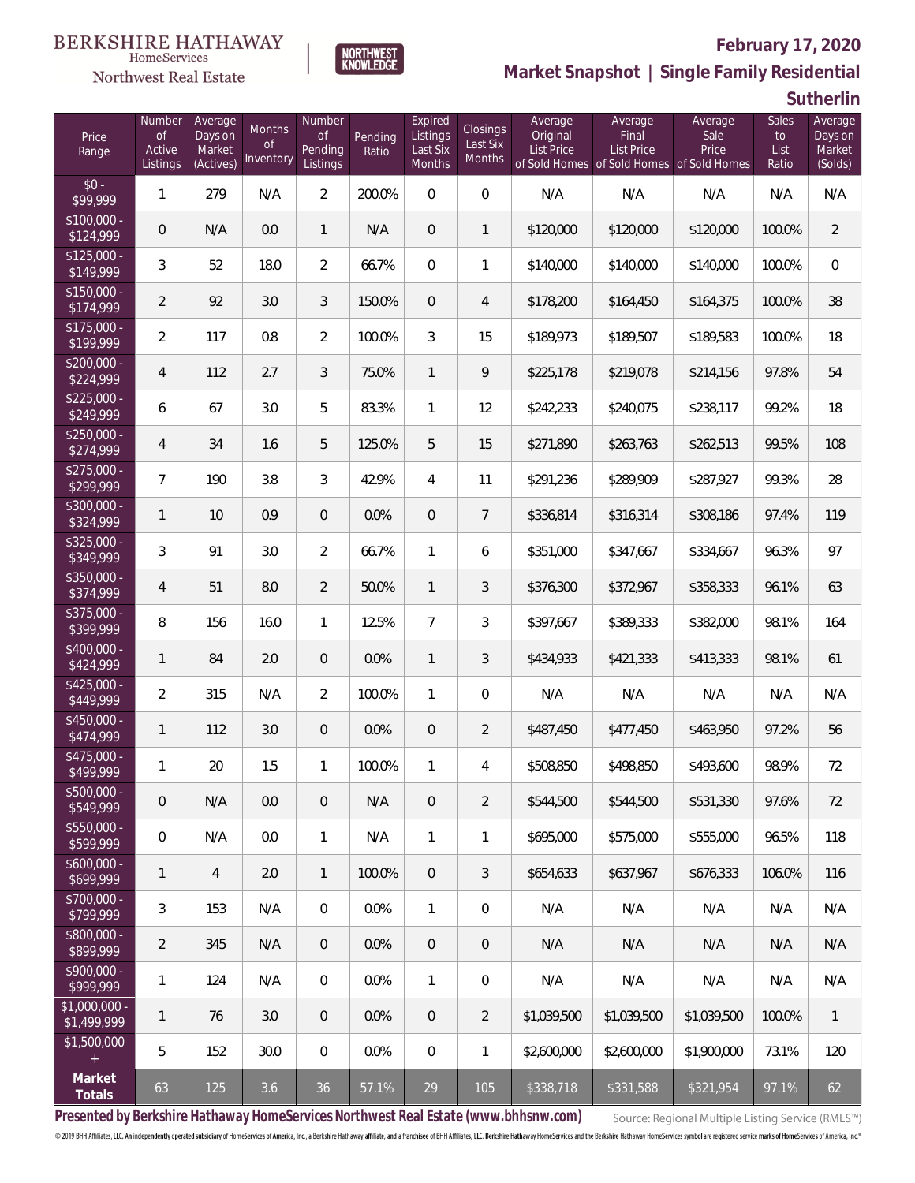BERKSHIRE HATHAWAY HomeServices Northwest Real Estate | NORTHWEST KNOWLEDGE

# February 17, 2020

## Market Snapshot | Single Family Residential

## Sutherlin

| Price Range | Number of Active Listings | Average Days on Market (Actives) | Months of Inventory | Number of Pending Listings | Pending Ratio | Expired Listings Last Six Months | Closings Last Six Months | Average Original List Price of Sold Homes | Average Final List Price of Sold Homes | Average Sale Price of Sold Homes | Sales to List Ratio | Average Days on Market (Solds) |
|---|---|---|---|---|---|---|---|---|---|---|---|---|
| $0 - $99,999 | 1 | 279 | N/A | 2 | 200.0% | 0 | 0 | N/A | N/A | N/A | N/A | N/A |
| $100,000 - $124,999 | 0 | N/A | 0.0 | 1 | N/A | 0 | 1 | $120,000 | $120,000 | $120,000 | 100.0% | 2 |
| $125,000 - $149,999 | 3 | 52 | 18.0 | 2 | 66.7% | 0 | 1 | $140,000 | $140,000 | $140,000 | 100.0% | 0 |
| $150,000 - $174,999 | 2 | 92 | 3.0 | 3 | 150.0% | 0 | 4 | $178,200 | $164,450 | $164,375 | 100.0% | 38 |
| $175,000 - $199,999 | 2 | 117 | 0.8 | 2 | 100.0% | 3 | 15 | $189,973 | $189,507 | $189,583 | 100.0% | 18 |
| $200,000 - $224,999 | 4 | 112 | 2.7 | 3 | 75.0% | 1 | 9 | $225,178 | $219,078 | $214,156 | 97.8% | 54 |
| $225,000 - $249,999 | 6 | 67 | 3.0 | 5 | 83.3% | 1 | 12 | $242,233 | $240,075 | $238,117 | 99.2% | 18 |
| $250,000 - $274,999 | 4 | 34 | 1.6 | 5 | 125.0% | 5 | 15 | $271,890 | $263,763 | $262,513 | 99.5% | 108 |
| $275,000 - $299,999 | 7 | 190 | 3.8 | 3 | 42.9% | 4 | 11 | $291,236 | $289,909 | $287,927 | 99.3% | 28 |
| $300,000 - $324,999 | 1 | 10 | 0.9 | 0 | 0.0% | 0 | 7 | $336,814 | $316,314 | $308,186 | 97.4% | 119 |
| $325,000 - $349,999 | 3 | 91 | 3.0 | 2 | 66.7% | 1 | 6 | $351,000 | $347,667 | $334,667 | 96.3% | 97 |
| $350,000 - $374,999 | 4 | 51 | 8.0 | 2 | 50.0% | 1 | 3 | $376,300 | $372,967 | $358,333 | 96.1% | 63 |
| $375,000 - $399,999 | 8 | 156 | 16.0 | 1 | 12.5% | 7 | 3 | $397,667 | $389,333 | $382,000 | 98.1% | 164 |
| $400,000 - $424,999 | 1 | 84 | 2.0 | 0 | 0.0% | 1 | 3 | $434,933 | $421,333 | $413,333 | 98.1% | 61 |
| $425,000 - $449,999 | 2 | 315 | N/A | 2 | 100.0% | 1 | 0 | N/A | N/A | N/A | N/A | N/A |
| $450,000 - $474,999 | 1 | 112 | 3.0 | 0 | 0.0% | 0 | 2 | $487,450 | $477,450 | $463,950 | 97.2% | 56 |
| $475,000 - $499,999 | 1 | 20 | 1.5 | 1 | 100.0% | 1 | 4 | $508,850 | $498,850 | $493,600 | 98.9% | 72 |
| $500,000 - $549,999 | 0 | N/A | 0.0 | 0 | N/A | 0 | 2 | $544,500 | $544,500 | $531,330 | 97.6% | 72 |
| $550,000 - $599,999 | 0 | N/A | 0.0 | 1 | N/A | 1 | 1 | $695,000 | $575,000 | $555,000 | 96.5% | 118 |
| $600,000 - $699,999 | 1 | 4 | 2.0 | 1 | 100.0% | 0 | 3 | $654,633 | $637,967 | $676,333 | 106.0% | 116 |
| $700,000 - $799,999 | 3 | 153 | N/A | 0 | 0.0% | 1 | 0 | N/A | N/A | N/A | N/A | N/A |
| $800,000 - $899,999 | 2 | 345 | N/A | 0 | 0.0% | 0 | 0 | N/A | N/A | N/A | N/A | N/A |
| $900,000 - $999,999 | 1 | 124 | N/A | 0 | 0.0% | 1 | 0 | N/A | N/A | N/A | N/A | N/A |
| $1,000,000 - $1,499,999 | 1 | 76 | 3.0 | 0 | 0.0% | 0 | 2 | $1,039,500 | $1,039,500 | $1,039,500 | 100.0% | 1 |
| $1,500,000 + | 5 | 152 | 30.0 | 0 | 0.0% | 0 | 1 | $2,600,000 | $2,600,000 | $1,900,000 | 73.1% | 120 |
| **Market Totals** | 63 | 125 | 3.6 | 36 | 57.1% | 29 | 105 | $338,718 | $331,588 | $321,954 | 97.1% | 62 |

**Presented by Berkshire Hathaway HomeServices Northwest Real Estate (www.bhhsnw.com)** Source: Regional Multiple Listing Service (RMLS™)

© 2019 BHH Affiliates, LLC. An independently operated subsidiary of HomeServices of America, Inc., a Berkshire Hathaway affiliate, and a franchisee of BHH Affiliates, LLC. Berkshire Hathaway HomeServices and the Berkshire Hathaway HomeServices symbol are registered service marks of HomeServices of America, Inc.®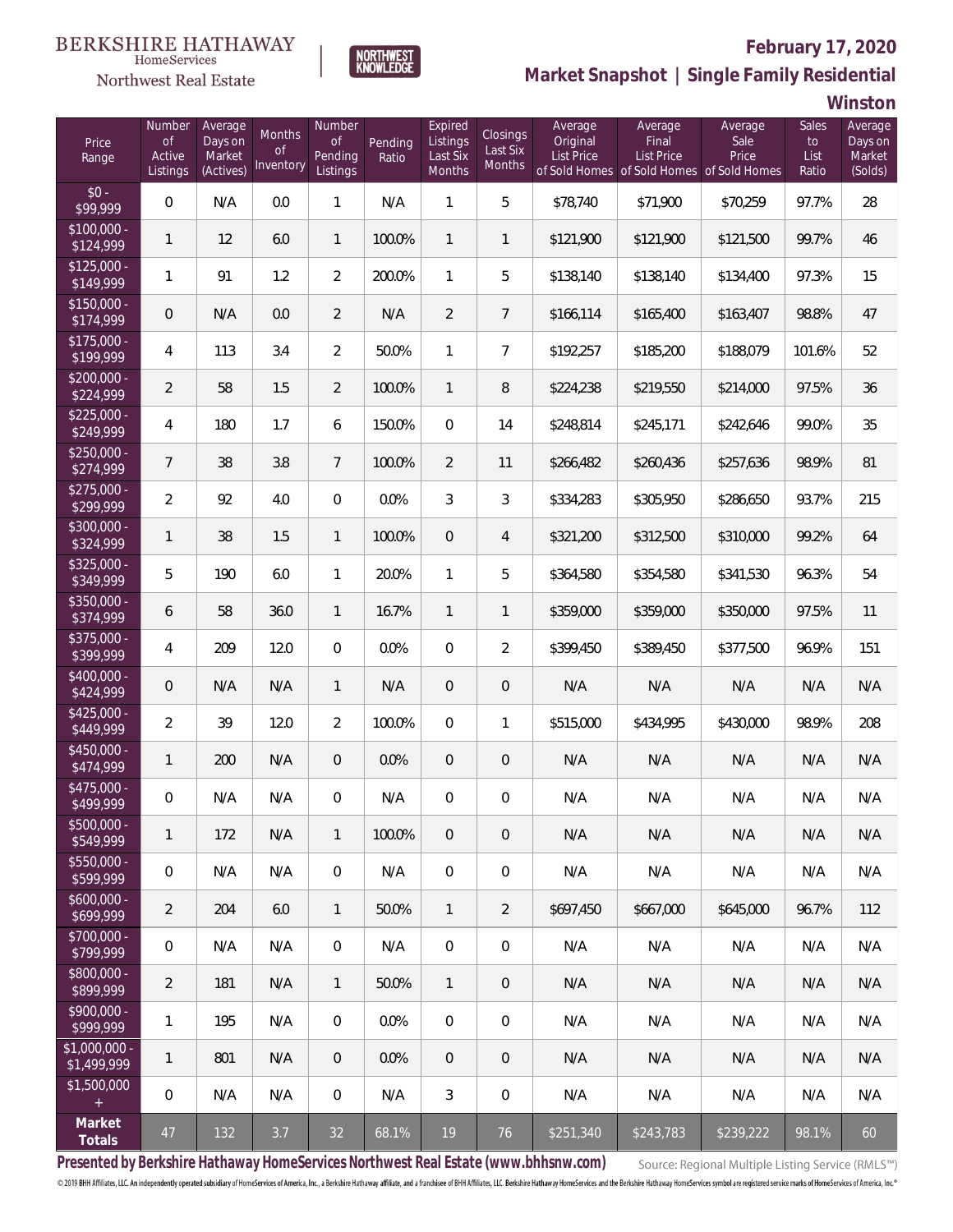BERKSHIRE HATHAWAY HomeServices Northwest Real Estate | NORTHWEST KNOWLEDGE

**February 17, 2020**

## Market Snapshot | Single Family Residential

### Winston

| Price Range | Number of Active Listings | Average Days on Market (Actives) | Months of Inventory | Number of Pending Listings | Pending Ratio | Expired Listings Last Six Months | Closings Last Six Months | Average Original List Price of Sold Homes | Average Final List Price of Sold Homes | Average Sale Price of Sold Homes | Sales to List Ratio | Average Days on Market (Solds) |
|---|---|---|---|---|---|---|---|---|---|---|---|---|
| $0 - $99,999 | 0 | N/A | 0.0 | 1 | N/A | 1 | 5 | $78,740 | $71,900 | $70,259 | 97.7% | 28 |
| $100,000 - $124,999 | 1 | 12 | 6.0 | 1 | 100.0% | 1 | 1 | $121,900 | $121,900 | $121,500 | 99.7% | 46 |
| $125,000 - $149,999 | 1 | 91 | 1.2 | 2 | 200.0% | 1 | 5 | $138,140 | $138,140 | $134,400 | 97.3% | 15 |
| $150,000 - $174,999 | 0 | N/A | 0.0 | 2 | N/A | 2 | 7 | $166,114 | $165,400 | $163,407 | 98.8% | 47 |
| $175,000 - $199,999 | 4 | 113 | 3.4 | 2 | 50.0% | 1 | 7 | $192,257 | $185,200 | $188,079 | 101.6% | 52 |
| $200,000 - $224,999 | 2 | 58 | 1.5 | 2 | 100.0% | 1 | 8 | $224,238 | $219,550 | $214,000 | 97.5% | 36 |
| $225,000 - $249,999 | 4 | 180 | 1.7 | 6 | 150.0% | 0 | 14 | $248,814 | $245,171 | $242,646 | 99.0% | 35 |
| $250,000 - $274,999 | 7 | 38 | 3.8 | 7 | 100.0% | 2 | 11 | $266,482 | $260,436 | $257,636 | 98.9% | 81 |
| $275,000 - $299,999 | 2 | 92 | 4.0 | 0 | 0.0% | 3 | 3 | $334,283 | $305,950 | $286,650 | 93.7% | 215 |
| $300,000 - $324,999 | 1 | 38 | 1.5 | 1 | 100.0% | 0 | 4 | $321,200 | $312,500 | $310,000 | 99.2% | 64 |
| $325,000 - $349,999 | 5 | 190 | 6.0 | 1 | 20.0% | 1 | 5 | $364,580 | $354,580 | $341,530 | 96.3% | 54 |
| $350,000 - $374,999 | 6 | 58 | 36.0 | 1 | 16.7% | 1 | 1 | $359,000 | $359,000 | $350,000 | 97.5% | 11 |
| $375,000 - $399,999 | 4 | 209 | 12.0 | 0 | 0.0% | 0 | 2 | $399,450 | $389,450 | $377,500 | 96.9% | 151 |
| $400,000 - $424,999 | 0 | N/A | N/A | 1 | N/A | 0 | 0 | N/A | N/A | N/A | N/A | N/A |
| $425,000 - $449,999 | 2 | 39 | 12.0 | 2 | 100.0% | 0 | 1 | $515,000 | $434,995 | $430,000 | 98.9% | 208 |
| $450,000 - $474,999 | 1 | 200 | N/A | 0 | 0.0% | 0 | 0 | N/A | N/A | N/A | N/A | N/A |
| $475,000 - $499,999 | 0 | N/A | N/A | 0 | N/A | 0 | 0 | N/A | N/A | N/A | N/A | N/A |
| $500,000 - $549,999 | 1 | 172 | N/A | 1 | 100.0% | 0 | 0 | N/A | N/A | N/A | N/A | N/A |
| $550,000 - $599,999 | 0 | N/A | N/A | 0 | N/A | 0 | 0 | N/A | N/A | N/A | N/A | N/A |
| $600,000 - $699,999 | 2 | 204 | 6.0 | 1 | 50.0% | 1 | 2 | $697,450 | $667,000 | $645,000 | 96.7% | 112 |
| $700,000 - $799,999 | 0 | N/A | N/A | 0 | N/A | 0 | 0 | N/A | N/A | N/A | N/A | N/A |
| $800,000 - $899,999 | 2 | 181 | N/A | 1 | 50.0% | 1 | 0 | N/A | N/A | N/A | N/A | N/A |
| $900,000 - $999,999 | 1 | 195 | N/A | 0 | 0.0% | 0 | 0 | N/A | N/A | N/A | N/A | N/A |
| $1,000,000 - $1,499,999 | 1 | 801 | N/A | 0 | 0.0% | 0 | 0 | N/A | N/A | N/A | N/A | N/A |
| $1,500,000 + | 0 | N/A | N/A | 0 | N/A | 3 | 0 | N/A | N/A | N/A | N/A | N/A |
| **Market Totals** | 47 | 132 | 3.7 | 32 | 68.1% | 19 | 76 | $251,340 | $243,783 | $239,222 | 98.1% | 60 |

**Presented by Berkshire Hathaway HomeServices Northwest Real Estate (www.bhhsnw.com)**

Source: Regional Multiple Listing Service (RMLS™)

© 2019 BHH Affiliates, LLC. An independently operated subsidiary of HomeServices of America, Inc., a Berkshire Hathaway affiliate, and a franchisee of BHH Affiliates, LLC. Berkshire Hathaway HomeServices and the Berkshire Hathaway HomeServices symbol are registered service marks of HomeServices of America, Inc.®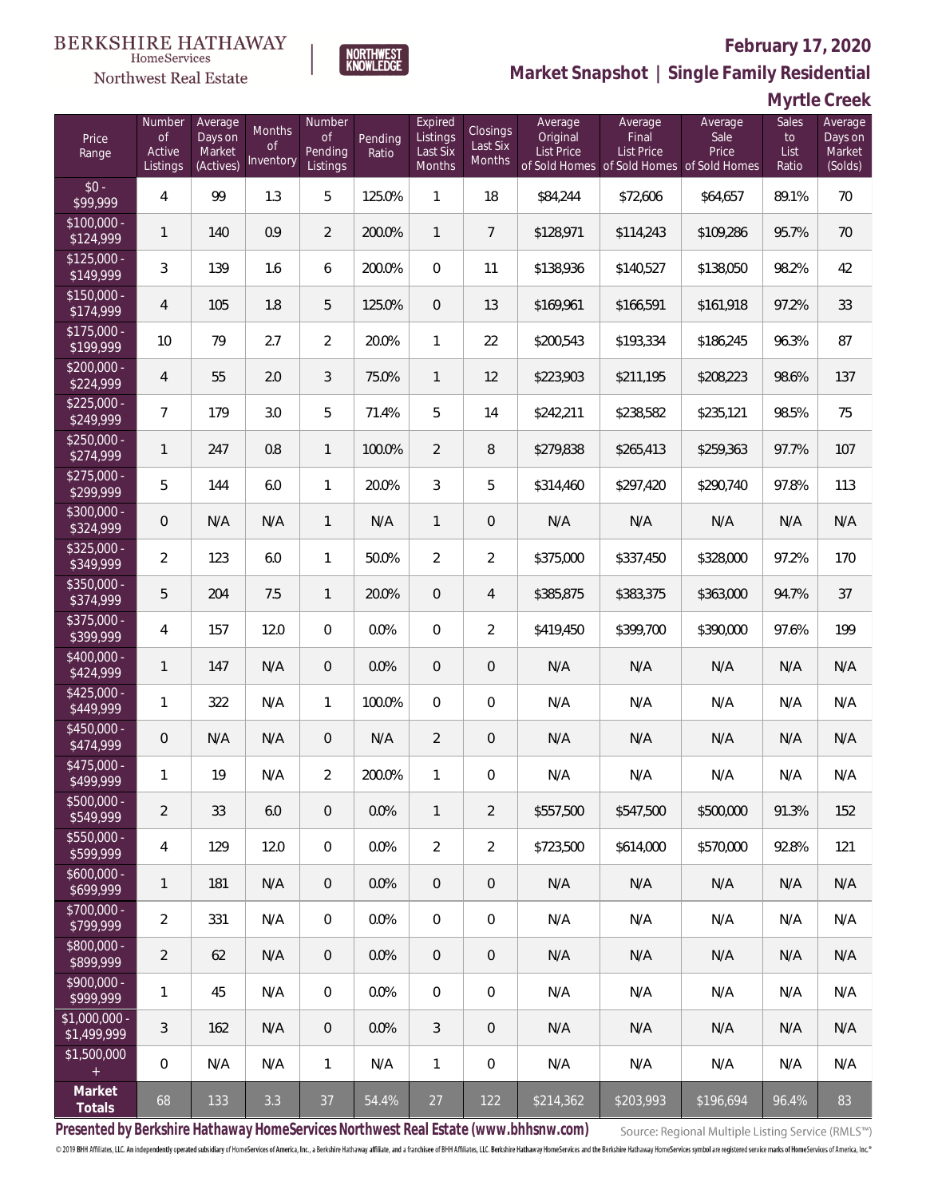BERKSHIRE HATHAWAY HomeServices Northwest Real Estate

NORTHWEST KNOWLEDGE

**February 17, 2020**

## Market Snapshot | Single Family Residential

### Myrtle Creek

| Price Range | Number of Active Listings | Average Days on Market (Actives) | Months of Inventory | Number of Pending Listings | Pending Ratio | Expired Listings Last Six Months | Closings Last Six Months | Average Original List Price of Sold Homes | Average Final List Price of Sold Homes | Average Sale Price of Sold Homes | Sales to List Ratio | Average Days on Market (Solds) |
|---|---|---|---|---|---|---|---|---|---|---|---|---|
| $0 - $99,999 | 4 | 99 | 1.3 | 5 | 125.0% | 1 | 18 | $84,244 | $72,606 | $64,657 | 89.1% | 70 |
| $100,000 - $124,999 | 1 | 140 | 0.9 | 2 | 200.0% | 1 | 7 | $128,971 | $114,243 | $109,286 | 95.7% | 70 |
| $125,000 - $149,999 | 3 | 139 | 1.6 | 6 | 200.0% | 0 | 11 | $138,936 | $140,527 | $138,050 | 98.2% | 42 |
| $150,000 - $174,999 | 4 | 105 | 1.8 | 5 | 125.0% | 0 | 13 | $169,961 | $166,591 | $161,918 | 97.2% | 33 |
| $175,000 - $199,999 | 10 | 79 | 2.7 | 2 | 20.0% | 1 | 22 | $200,543 | $193,334 | $186,245 | 96.3% | 87 |
| $200,000 - $224,999 | 4 | 55 | 2.0 | 3 | 75.0% | 1 | 12 | $223,903 | $211,195 | $208,223 | 98.6% | 137 |
| $225,000 - $249,999 | 7 | 179 | 3.0 | 5 | 71.4% | 5 | 14 | $242,211 | $238,582 | $235,121 | 98.5% | 75 |
| $250,000 - $274,999 | 1 | 247 | 0.8 | 1 | 100.0% | 2 | 8 | $279,838 | $265,413 | $259,363 | 97.7% | 107 |
| $275,000 - $299,999 | 5 | 144 | 6.0 | 1 | 20.0% | 3 | 5 | $314,460 | $297,420 | $290,740 | 97.8% | 113 |
| $300,000 - $324,999 | 0 | N/A | N/A | 1 | N/A | 1 | 0 | N/A | N/A | N/A | N/A | N/A |
| $325,000 - $349,999 | 2 | 123 | 6.0 | 1 | 50.0% | 2 | 2 | $375,000 | $337,450 | $328,000 | 97.2% | 170 |
| $350,000 - $374,999 | 5 | 204 | 7.5 | 1 | 20.0% | 0 | 4 | $385,875 | $383,375 | $363,000 | 94.7% | 37 |
| $375,000 - $399,999 | 4 | 157 | 12.0 | 0 | 0.0% | 0 | 2 | $419,450 | $399,700 | $390,000 | 97.6% | 199 |
| $400,000 - $424,999 | 1 | 147 | N/A | 0 | 0.0% | 0 | 0 | N/A | N/A | N/A | N/A | N/A |
| $425,000 - $449,999 | 1 | 322 | N/A | 1 | 100.0% | 0 | 0 | N/A | N/A | N/A | N/A | N/A |
| $450,000 - $474,999 | 0 | N/A | N/A | 0 | N/A | 2 | 0 | N/A | N/A | N/A | N/A | N/A |
| $475,000 - $499,999 | 1 | 19 | N/A | 2 | 200.0% | 1 | 0 | N/A | N/A | N/A | N/A | N/A |
| $500,000 - $549,999 | 2 | 33 | 6.0 | 0 | 0.0% | 1 | 2 | $557,500 | $547,500 | $500,000 | 91.3% | 152 |
| $550,000 - $599,999 | 4 | 129 | 12.0 | 0 | 0.0% | 2 | 2 | $723,500 | $614,000 | $570,000 | 92.8% | 121 |
| $600,000 - $699,999 | 1 | 181 | N/A | 0 | 0.0% | 0 | 0 | N/A | N/A | N/A | N/A | N/A |
| $700,000 - $799,999 | 2 | 331 | N/A | 0 | 0.0% | 0 | 0 | N/A | N/A | N/A | N/A | N/A |
| $800,000 - $899,999 | 2 | 62 | N/A | 0 | 0.0% | 0 | 0 | N/A | N/A | N/A | N/A | N/A |
| $900,000 - $999,999 | 1 | 45 | N/A | 0 | 0.0% | 0 | 0 | N/A | N/A | N/A | N/A | N/A |
| $1,000,000 - $1,499,999 | 3 | 162 | N/A | 0 | 0.0% | 3 | 0 | N/A | N/A | N/A | N/A | N/A |
| $1,500,000 + | 0 | N/A | N/A | 1 | N/A | 1 | 0 | N/A | N/A | N/A | N/A | N/A |
| **Market Totals** | 68 | 133 | 3.3 | 37 | 54.4% | 27 | 122 | $214,362 | $203,993 | $196,694 | 96.4% | 83 |

**Presented by Berkshire Hathaway HomeServices Northwest Real Estate (www.bhhsnw.com)**

Source: Regional Multiple Listing Service (RMLS™)

© 2019 BHH Affiliates, LLC. An independently operated subsidiary of HomeServices of America, Inc., a Berkshire Hathaway affiliate, and a franchisee of BHH Affiliates, LLC. Berkshire Hathaway HomeServices and the Berkshire Hathaway HomeServices symbol are registered service marks of HomeServices of America, Inc.®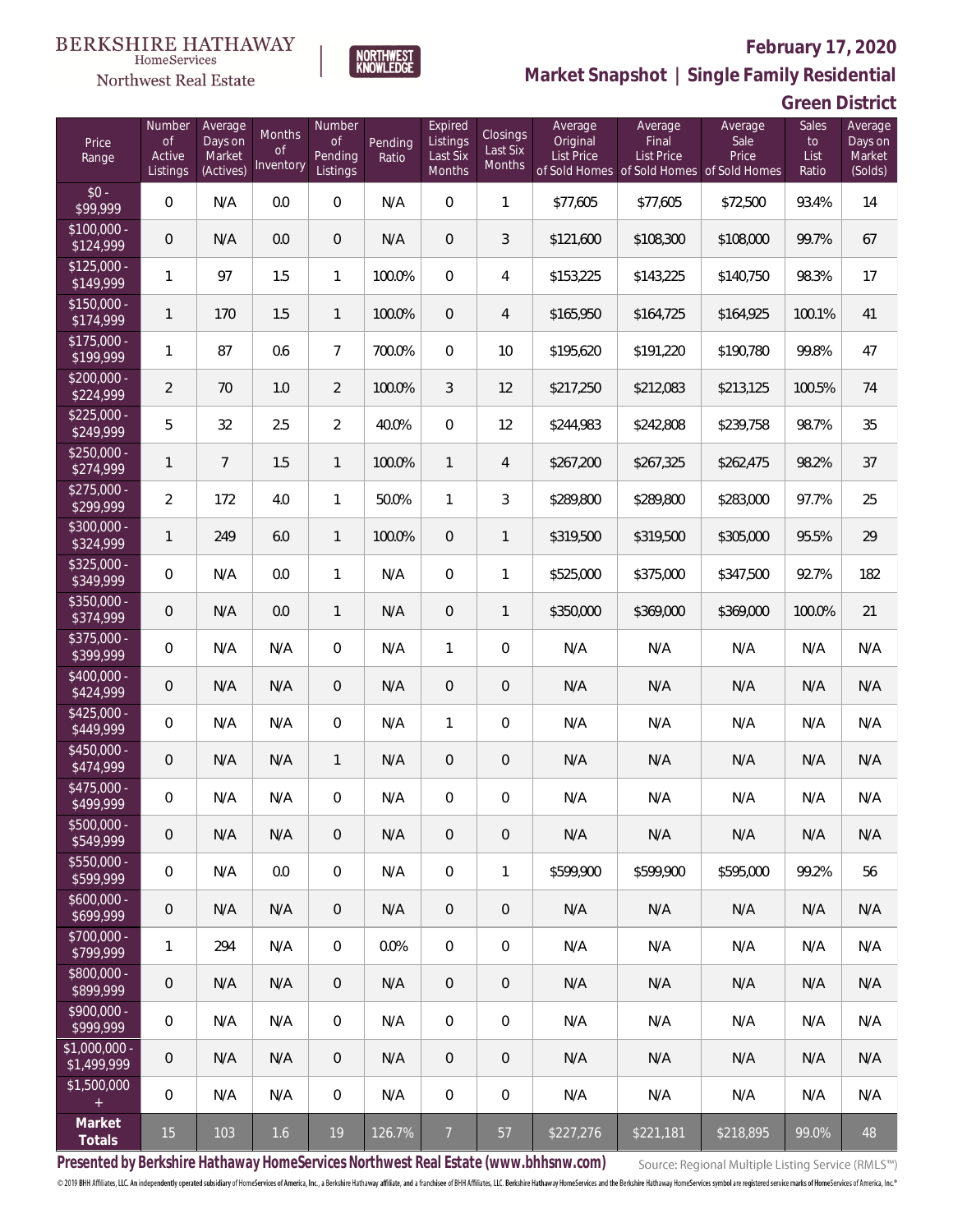BERKSHIRE HATHAWAY HomeServices Northwest Real Estate

NORTHWEST KNOWLEDGE

**February 17, 2020**

## Market Snapshot | Single Family Residential

### Green District

| Price Range | Number of Active Listings | Average Days on Market (Actives) | Months of Inventory | Number of Pending Listings | Pending Ratio | Expired Listings Last Six Months | Closings Last Six Months | Average Original List Price of Sold Homes | Average Final List Price of Sold Homes | Average Sale Price of Sold Homes | Sales to List Ratio | Average Days on Market (Solds) |
|---|---|---|---|---|---|---|---|---|---|---|---|---|
| $0 - $99,999 | 0 | N/A | 0.0 | 0 | N/A | 0 | 1 | $77,605 | $77,605 | $72,500 | 93.4% | 14 |
| $100,000 - $124,999 | 0 | N/A | 0.0 | 0 | N/A | 0 | 3 | $121,600 | $108,300 | $108,000 | 99.7% | 67 |
| $125,000 - $149,999 | 1 | 97 | 1.5 | 1 | 100.0% | 0 | 4 | $153,225 | $143,225 | $140,750 | 98.3% | 17 |
| $150,000 - $174,999 | 1 | 170 | 1.5 | 1 | 100.0% | 0 | 4 | $165,950 | $164,725 | $164,925 | 100.1% | 41 |
| $175,000 - $199,999 | 1 | 87 | 0.6 | 7 | 700.0% | 0 | 10 | $195,620 | $191,220 | $190,780 | 99.8% | 47 |
| $200,000 - $224,999 | 2 | 70 | 1.0 | 2 | 100.0% | 3 | 12 | $217,250 | $212,083 | $213,125 | 100.5% | 74 |
| $225,000 - $249,999 | 5 | 32 | 2.5 | 2 | 40.0% | 0 | 12 | $244,983 | $242,808 | $239,758 | 98.7% | 35 |
| $250,000 - $274,999 | 1 | 7 | 1.5 | 1 | 100.0% | 1 | 4 | $267,200 | $267,325 | $262,475 | 98.2% | 37 |
| $275,000 - $299,999 | 2 | 172 | 4.0 | 1 | 50.0% | 1 | 3 | $289,800 | $289,800 | $283,000 | 97.7% | 25 |
| $300,000 - $324,999 | 1 | 249 | 6.0 | 1 | 100.0% | 0 | 1 | $319,500 | $319,500 | $305,000 | 95.5% | 29 |
| $325,000 - $349,999 | 0 | N/A | 0.0 | 1 | N/A | 0 | 1 | $525,000 | $375,000 | $347,500 | 92.7% | 182 |
| $350,000 - $374,999 | 0 | N/A | 0.0 | 1 | N/A | 0 | 1 | $350,000 | $369,000 | $369,000 | 100.0% | 21 |
| $375,000 - $399,999 | 0 | N/A | N/A | 0 | N/A | 1 | 0 | N/A | N/A | N/A | N/A | N/A |
| $400,000 - $424,999 | 0 | N/A | N/A | 0 | N/A | 0 | 0 | N/A | N/A | N/A | N/A | N/A |
| $425,000 - $449,999 | 0 | N/A | N/A | 0 | N/A | 1 | 0 | N/A | N/A | N/A | N/A | N/A |
| $450,000 - $474,999 | 0 | N/A | N/A | 1 | N/A | 0 | 0 | N/A | N/A | N/A | N/A | N/A |
| $475,000 - $499,999 | 0 | N/A | N/A | 0 | N/A | 0 | 0 | N/A | N/A | N/A | N/A | N/A |
| $500,000 - $549,999 | 0 | N/A | N/A | 0 | N/A | 0 | 0 | N/A | N/A | N/A | N/A | N/A |
| $550,000 - $599,999 | 0 | N/A | 0.0 | 0 | N/A | 0 | 1 | $599,900 | $599,900 | $595,000 | 99.2% | 56 |
| $600,000 - $699,999 | 0 | N/A | N/A | 0 | N/A | 0 | 0 | N/A | N/A | N/A | N/A | N/A |
| $700,000 - $799,999 | 1 | 294 | N/A | 0 | 0.0% | 0 | 0 | N/A | N/A | N/A | N/A | N/A |
| $800,000 - $899,999 | 0 | N/A | N/A | 0 | N/A | 0 | 0 | N/A | N/A | N/A | N/A | N/A |
| $900,000 - $999,999 | 0 | N/A | N/A | 0 | N/A | 0 | 0 | N/A | N/A | N/A | N/A | N/A |
| $1,000,000 - $1,499,999 | 0 | N/A | N/A | 0 | N/A | 0 | 0 | N/A | N/A | N/A | N/A | N/A |
| $1,500,000 + | 0 | N/A | N/A | 0 | N/A | 0 | 0 | N/A | N/A | N/A | N/A | N/A |
| **Market Totals** | 15 | 103 | 1.6 | 19 | 126.7% | 7 | 57 | $227,276 | $221,181 | $218,895 | 99.0% | 48 |

**Presented by Berkshire Hathaway HomeServices Northwest Real Estate (www.bhhsnw.com)**

Source: Regional Multiple Listing Service (RMLS™)

© 2019 BHH Affiliates, LLC. An independently operated subsidiary of HomeServices of America, Inc., a Berkshire Hathaway affiliate, and a franchisee of BHH Affiliates, LLC. Berkshire Hathaway HomeServices and the Berkshire Hathaway HomeServices symbol are registered service marks of HomeServices of America, Inc.®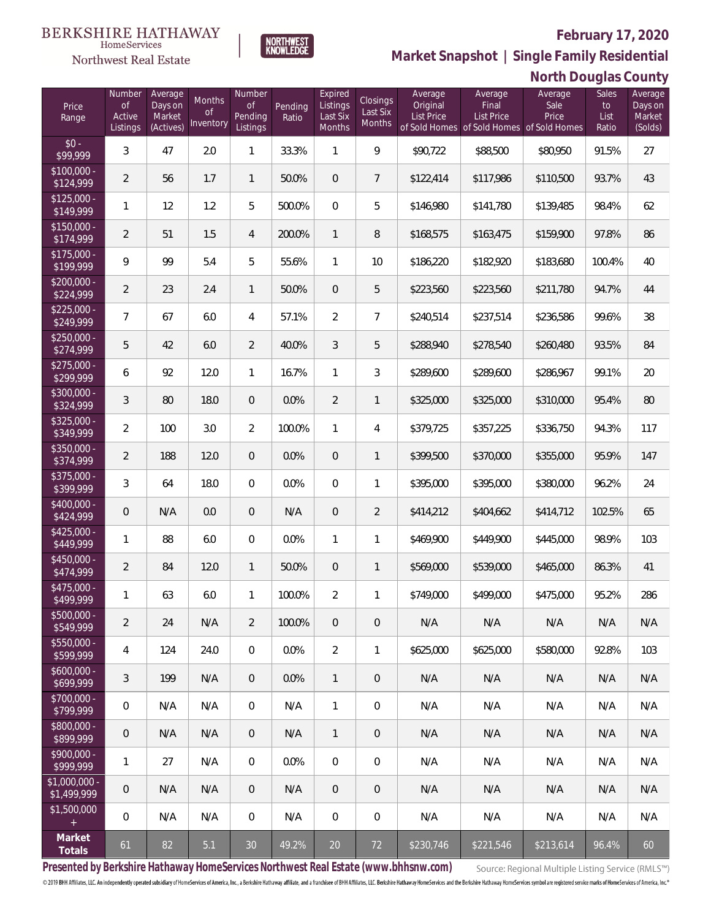BERKSHIRE HATHAWAY HomeServices Northwest Real Estate

NORTHWEST KNOWLEDGE

## February 17, 2020

## Market Snapshot | Single Family Residential

## North Douglas County

| Price Range | Number of Active Listings | Average Days on Market (Actives) | Months of Inventory | Number of Pending Listings | Pending Ratio | Expired Listings Last Six Months | Closings Last Six Months | Average Original List Price of Sold Homes | Average Final List Price of Sold Homes | Average Sale Price of Sold Homes | Sales to List Ratio | Average Days on Market (Solds) |
|---|---|---|---|---|---|---|---|---|---|---|---|---|
| $0 - $99,999 | 3 | 47 | 2.0 | 1 | 33.3% | 1 | 9 | $90,722 | $88,500 | $80,950 | 91.5% | 27 |
| $100,000 - $124,999 | 2 | 56 | 1.7 | 1 | 50.0% | 0 | 7 | $122,414 | $117,986 | $110,500 | 93.7% | 43 |
| $125,000 - $149,999 | 1 | 12 | 1.2 | 5 | 500.0% | 0 | 5 | $146,980 | $141,780 | $139,485 | 98.4% | 62 |
| $150,000 - $174,999 | 2 | 51 | 1.5 | 4 | 200.0% | 1 | 8 | $168,575 | $163,475 | $159,900 | 97.8% | 86 |
| $175,000 - $199,999 | 9 | 99 | 5.4 | 5 | 55.6% | 1 | 10 | $186,220 | $182,920 | $183,680 | 100.4% | 40 |
| $200,000 - $224,999 | 2 | 23 | 2.4 | 1 | 50.0% | 0 | 5 | $223,560 | $223,560 | $211,780 | 94.7% | 44 |
| $225,000 - $249,999 | 7 | 67 | 6.0 | 4 | 57.1% | 2 | 7 | $240,514 | $237,514 | $236,586 | 99.6% | 38 |
| $250,000 - $274,999 | 5 | 42 | 6.0 | 2 | 40.0% | 3 | 5 | $288,940 | $278,540 | $260,480 | 93.5% | 84 |
| $275,000 - $299,999 | 6 | 92 | 12.0 | 1 | 16.7% | 1 | 3 | $289,600 | $289,600 | $286,967 | 99.1% | 20 |
| $300,000 - $324,999 | 3 | 80 | 18.0 | 0 | 0.0% | 2 | 1 | $325,000 | $325,000 | $310,000 | 95.4% | 80 |
| $325,000 - $349,999 | 2 | 100 | 3.0 | 2 | 100.0% | 1 | 4 | $379,725 | $357,225 | $336,750 | 94.3% | 117 |
| $350,000 - $374,999 | 2 | 188 | 12.0 | 0 | 0.0% | 0 | 1 | $399,500 | $370,000 | $355,000 | 95.9% | 147 |
| $375,000 - $399,999 | 3 | 64 | 18.0 | 0 | 0.0% | 0 | 1 | $395,000 | $395,000 | $380,000 | 96.2% | 24 |
| $400,000 - $424,999 | 0 | N/A | 0.0 | 0 | N/A | 0 | 2 | $414,212 | $404,662 | $414,712 | 102.5% | 65 |
| $425,000 - $449,999 | 1 | 88 | 6.0 | 0 | 0.0% | 1 | 1 | $469,900 | $449,900 | $445,000 | 98.9% | 103 |
| $450,000 - $474,999 | 2 | 84 | 12.0 | 1 | 50.0% | 0 | 1 | $569,000 | $539,000 | $465,000 | 86.3% | 41 |
| $475,000 - $499,999 | 1 | 63 | 6.0 | 1 | 100.0% | 2 | 1 | $749,000 | $499,000 | $475,000 | 95.2% | 286 |
| $500,000 - $549,999 | 2 | 24 | N/A | 2 | 100.0% | 0 | 0 | N/A | N/A | N/A | N/A | N/A |
| $550,000 - $599,999 | 4 | 124 | 24.0 | 0 | 0.0% | 2 | 1 | $625,000 | $625,000 | $580,000 | 92.8% | 103 |
| $600,000 - $699,999 | 3 | 199 | N/A | 0 | 0.0% | 1 | 0 | N/A | N/A | N/A | N/A | N/A |
| $700,000 - $799,999 | 0 | N/A | N/A | 0 | N/A | 1 | 0 | N/A | N/A | N/A | N/A | N/A |
| $800,000 - $899,999 | 0 | N/A | N/A | 0 | N/A | 1 | 0 | N/A | N/A | N/A | N/A | N/A |
| $900,000 - $999,999 | 1 | 27 | N/A | 0 | 0.0% | 0 | 0 | N/A | N/A | N/A | N/A | N/A |
| $1,000,000 - $1,499,999 | 0 | N/A | N/A | 0 | N/A | 0 | 0 | N/A | N/A | N/A | N/A | N/A |
| $1,500,000 + | 0 | N/A | N/A | 0 | N/A | 0 | 0 | N/A | N/A | N/A | N/A | N/A |
| **Market Totals** | 61 | 82 | 5.1 | 30 | 49.2% | 20 | 72 | $230,746 | $221,546 | $213,614 | 96.4% | 60 |

**Presented by Berkshire Hathaway HomeServices Northwest Real Estate (www.bhhsnw.com)**

Source: Regional Multiple Listing Service (RMLS™)

© 2019 BHH Affiliates, LLC. An independently operated subsidiary of HomeServices of America, Inc., a Berkshire Hathaway affiliate, and a franchisee of BHH Affiliates, LLC. Berkshire Hathaway HomeServices and the Berkshire Hathaway HomeServices symbol are registered service marks of HomeServices of America, Inc.®